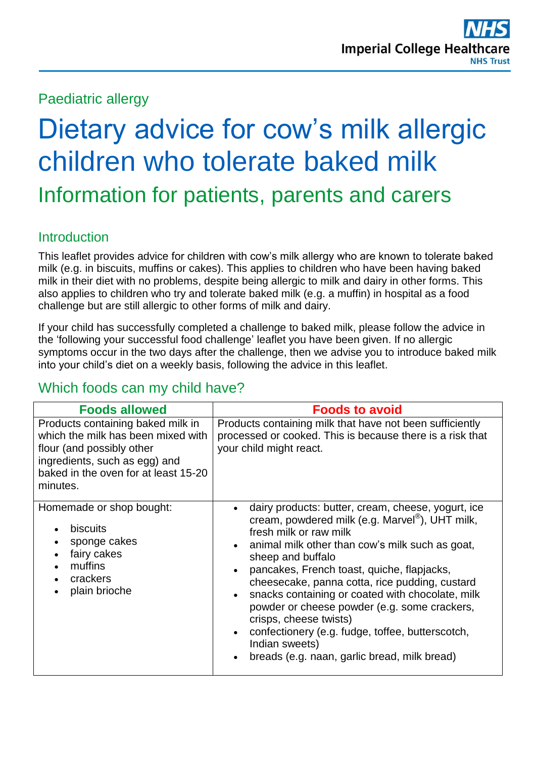Paediatric allergy

# Dietary advice for cow's milk allergic children who tolerate baked milk

## Information for patients, parents and carers

### Introduction

This leaflet provides advice for children with cow's milk allergy who are known to tolerate baked milk (e.g. in biscuits, muffins or cakes). This applies to children who have been having baked milk in their diet with no problems, despite being allergic to milk and dairy in other forms. This also applies to children who try and tolerate baked milk (e.g. a muffin) in hospital as a food challenge but are still allergic to other forms of milk and dairy.

If your child has successfully completed a challenge to baked milk, please follow the advice in the 'following your successful food challenge' leaflet you have been given. If no allergic symptoms occur in the two days after the challenge, then we advise you to introduce baked milk into your child's diet on a weekly basis, following the advice in this leaflet.

## Which foods can my child have?

| **Foods allowed** | **Foods to avoid** |
|---|---|
| Products containing baked milk in which the milk has been mixed with flour (and possibly other ingredients, such as egg) and baked in the oven for at least 15-20 minutes. | Products containing milk that have not been sufficiently processed or cooked. This is because there is a risk that your child might react. |
| Homemade or shop bought:<br>• biscuits<br>• sponge cakes<br>• fairy cakes<br>• muffins<br>• crackers<br>• plain brioche | • dairy products: butter, cream, cheese, yogurt, ice cream, powdered milk (e.g. Marvel®), UHT milk, fresh milk or raw milk<br>• animal milk other than cow's milk such as goat, sheep and buffalo<br>• pancakes, French toast, quiche, flapjacks, cheesecake, panna cotta, rice pudding, custard<br>• snacks containing or coated with chocolate, milk powder or cheese powder (e.g. some crackers, crisps, cheese twists)<br>• confectionery (e.g. fudge, toffee, butterscotch, Indian sweets)<br>• breads (e.g. naan, garlic bread, milk bread) |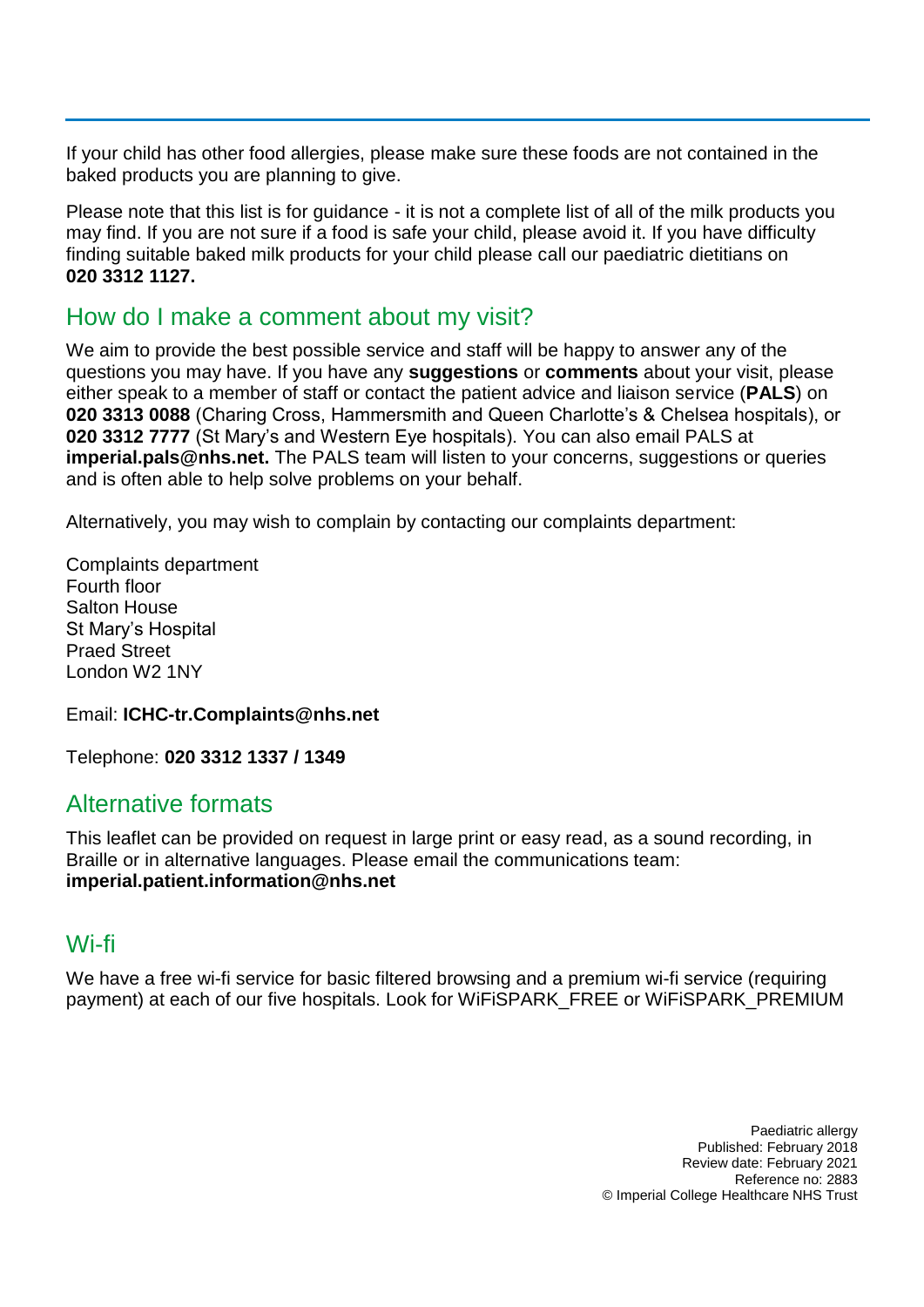If your child has other food allergies, please make sure these foods are not contained in the baked products you are planning to give.

Please note that this list is for guidance - it is not a complete list of all of the milk products you may find. If you are not sure if a food is safe your child, please avoid it. If you have difficulty finding suitable baked milk products for your child please call our paediatric dietitians on **020 3312 1127.**

## How do I make a comment about my visit?

We aim to provide the best possible service and staff will be happy to answer any of the questions you may have. If you have any **suggestions** or **comments** about your visit, please either speak to a member of staff or contact the patient advice and liaison service (**PALS**) on **020 3313 0088** (Charing Cross, Hammersmith and Queen Charlotte's & Chelsea hospitals), or **020 3312 7777** (St Mary's and Western Eye hospitals). You can also email PALS at **imperial.pals@nhs.net.** The PALS team will listen to your concerns, suggestions or queries and is often able to help solve problems on your behalf.

Alternatively, you may wish to complain by contacting our complaints department:

Complaints department
Fourth floor
Salton House
St Mary's Hospital
Praed Street
London W2 1NY

Email: **ICHC-tr.Complaints@nhs.net**

Telephone: **020 3312 1337 / 1349**

## Alternative formats

This leaflet can be provided on request in large print or easy read, as a sound recording, in Braille or in alternative languages. Please email the communications team: **imperial.patient.information@nhs.net**

## Wi-fi

We have a free wi-fi service for basic filtered browsing and a premium wi-fi service (requiring payment) at each of our five hospitals. Look for WiFiSPARK_FREE or WiFiSPARK_PREMIUM

Paediatric allergy
Published: February 2018
Review date: February 2021
Reference no: 2883
© Imperial College Healthcare NHS Trust